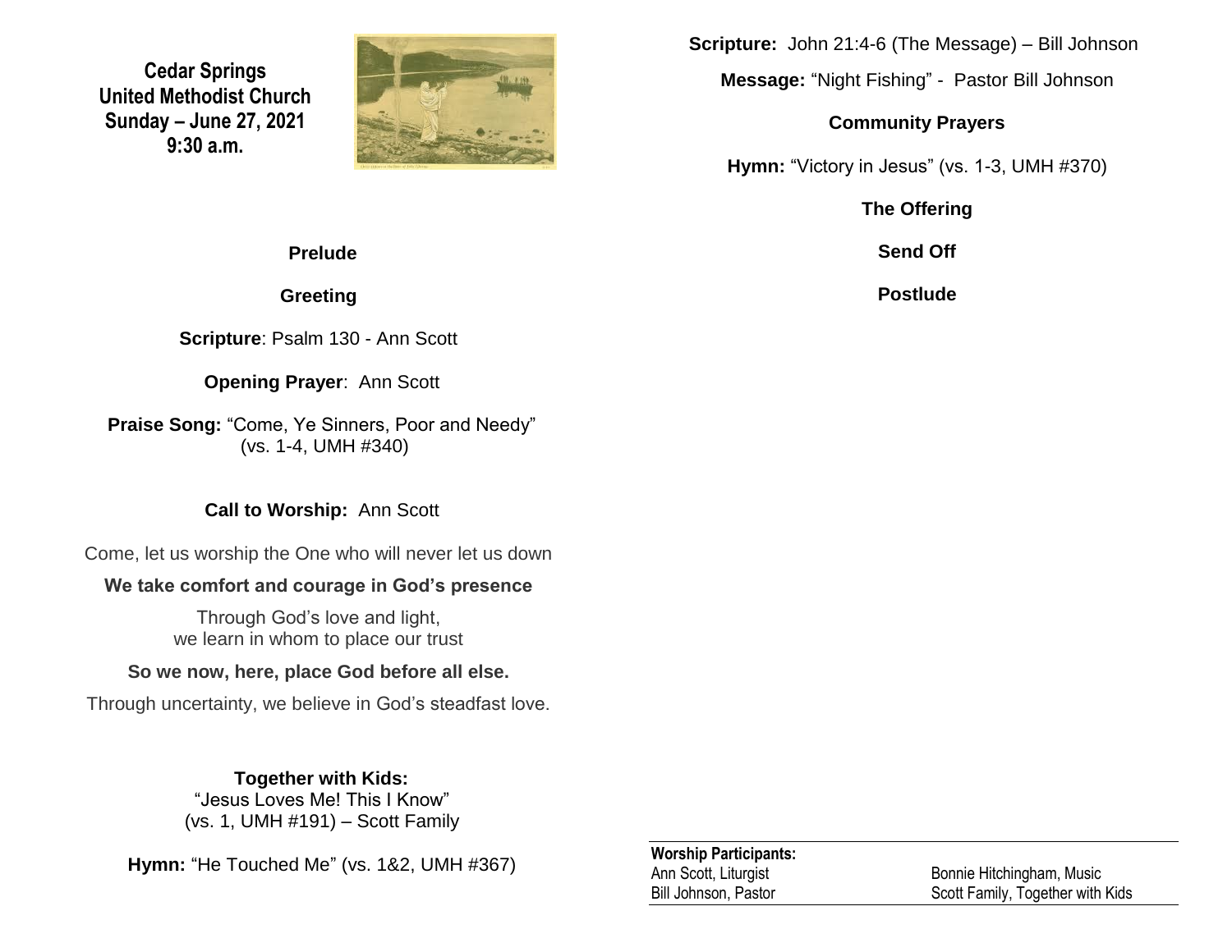**Cedar Springs**
**United Methodist Church**
**Sunday – June 27, 2021**
**9:30 a.m.**

**Prelude**

**Greeting**

**Scripture**: Psalm 130 - Ann Scott

**Opening Prayer**: Ann Scott

**Praise Song:** "Come, Ye Sinners, Poor and Needy" (vs. 1-4, UMH #340)

**Call to Worship:** Ann Scott

Come, let us worship the One who will never let us down

**We take comfort and courage in God's presence**

Through God's love and light,
we learn in whom to place our trust

**So we now, here, place God before all else.**

Through uncertainty, we believe in God's steadfast love.

**Together with Kids:**
"Jesus Loves Me! This I Know"
(vs. 1, UMH #191) – Scott Family

**Hymn:** "He Touched Me" (vs. 1&2, UMH #367)

**Scripture:** John 21:4-6 (The Message) – Bill Johnson

**Message:** "Night Fishing" - Pastor Bill Johnson

**Community Prayers**

**Hymn:** "Victory in Jesus" (vs. 1-3, UMH #370)

**The Offering**

**Send Off**

**Postlude**

**Worship Participants:**

| | |
|---|---|
| Ann Scott, Liturgist | Bonnie Hitchingham, Music |
| Bill Johnson, Pastor | Scott Family, Together with Kids |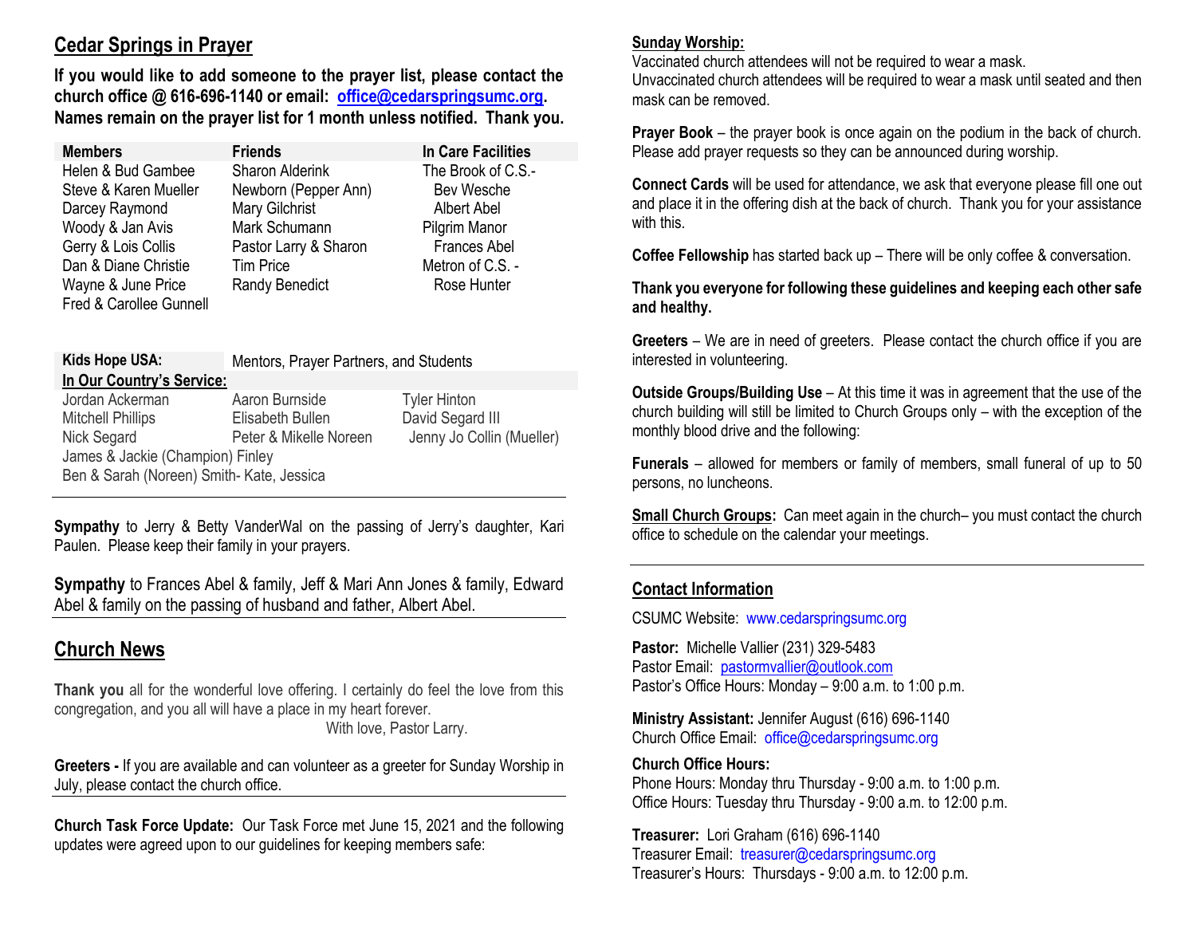## Cedar Springs in Prayer

**If you would like to add someone to the prayer list, please contact the church office @ 616-696-1140 or email: office@cedarspringsumc.org. Names remain on the prayer list for 1 month unless notified. Thank you.**

| Members | Friends | In Care Facilities |
|---|---|---|
| Helen & Bud Gambee | Sharon Alderink | The Brook of C.S.- |
| Steve & Karen Mueller | Newborn (Pepper Ann) | Bev Wesche |
| Darcey Raymond | Mary Gilchrist | Albert Abel |
| Woody & Jan Avis | Mark Schumann | Pilgrim Manor |
| Gerry & Lois Collis | Pastor Larry & Sharon | Frances Abel |
| Dan & Diane Christie | Tim Price | Metron of C.S. - |
| Wayne & June Price | Randy Benedict | Rose Hunter |
| Fred & Carollee Gunnell | | |

**Kids Hope USA:** Mentors, Prayer Partners, and Students

**In Our Country's Service:**

| | | |
|---|---|---|
| Jordan Ackerman | Aaron Burnside | Tyler Hinton |
| Mitchell Phillips | Elisabeth Bullen | David Segard III |
| Nick Segard | Peter & Mikelle Noreen | Jenny Jo Collin (Mueller) |

James & Jackie (Champion) Finley
Ben & Sarah (Noreen) Smith- Kate, Jessica

**Sympathy** to Jerry & Betty VanderWal on the passing of Jerry's daughter, Kari Paulen. Please keep their family in your prayers.

**Sympathy** to Frances Abel & family, Jeff & Mari Ann Jones & family, Edward Abel & family on the passing of husband and father, Albert Abel.

## Church News

**Thank you** all for the wonderful love offering. I certainly do feel the love from this congregation, and you all will have a place in my heart forever.
With love, Pastor Larry.

**Greeters -** If you are available and can volunteer as a greeter for Sunday Worship in July, please contact the church office.

**Church Task Force Update:** Our Task Force met June 15, 2021 and the following updates were agreed upon to our guidelines for keeping members safe:

**Sunday Worship:**
Vaccinated church attendees will not be required to wear a mask.
Unvaccinated church attendees will be required to wear a mask until seated and then mask can be removed.

**Prayer Book** – the prayer book is once again on the podium in the back of church. Please add prayer requests so they can be announced during worship.

**Connect Cards** will be used for attendance, we ask that everyone please fill one out and place it in the offering dish at the back of church. Thank you for your assistance with this.

**Coffee Fellowship** has started back up – There will be only coffee & conversation.

**Thank you everyone for following these guidelines and keeping each other safe and healthy.**

**Greeters** – We are in need of greeters. Please contact the church office if you are interested in volunteering.

**Outside Groups/Building Use** – At this time it was in agreement that the use of the church building will still be limited to Church Groups only – with the exception of the monthly blood drive and the following:

**Funerals** – allowed for members or family of members, small funeral of up to 50 persons, no luncheons.

**Small Church Groups:** Can meet again in the church– you must contact the church office to schedule on the calendar your meetings.

## Contact Information

CSUMC Website: www.cedarspringsumc.org

**Pastor:** Michelle Vallier (231) 329-5483
Pastor Email: pastormvallier@outlook.com
Pastor's Office Hours: Monday – 9:00 a.m. to 1:00 p.m.

**Ministry Assistant:** Jennifer August (616) 696-1140
Church Office Email: office@cedarspringsumc.org

**Church Office Hours:**
Phone Hours: Monday thru Thursday - 9:00 a.m. to 1:00 p.m.
Office Hours: Tuesday thru Thursday - 9:00 a.m. to 12:00 p.m.

**Treasurer:** Lori Graham (616) 696-1140
Treasurer Email: treasurer@cedarspringsumc.org
Treasurer's Hours: Thursdays - 9:00 a.m. to 12:00 p.m.